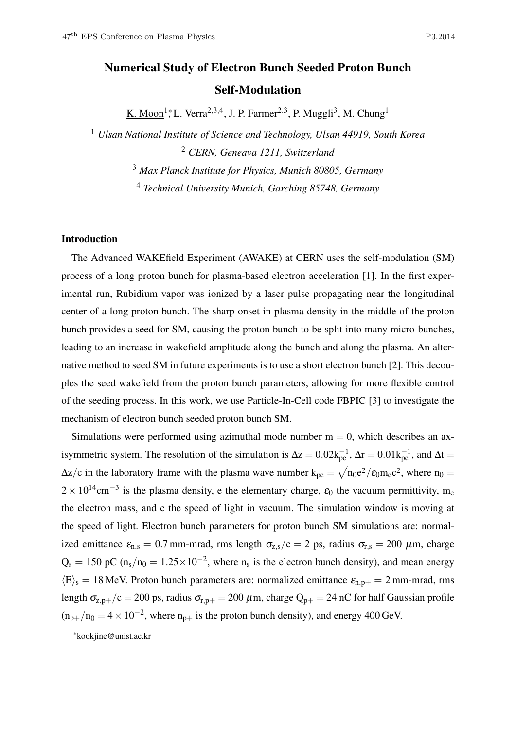# Numerical Study of Electron Bunch Seeded Proton Bunch Self-Modulation

K. Moon[1,*], L. Verra[2,3,4], J. P. Farmer[2,3], P. Muggli[3], M. Chung[1]

[1] *Ulsan National Institute of Science and Technology, Ulsan 44919, South Korea*

[2] *CERN, Geneava 1211, Switzerland*

[3] *Max Planck Institute for Physics, Munich 80805, Germany*

[4] *Technical University Munich, Garching 85748, Germany*

## Introduction

The Advanced WAKEfield Experiment (AWAKE) at CERN uses the self-modulation (SM) process of a long proton bunch for plasma-based electron acceleration [1]. In the first experimental run, Rubidium vapor was ionized by a laser pulse propagating near the longitudinal center of a long proton bunch. The sharp onset in plasma density in the middle of the proton bunch provides a seed for SM, causing the proton bunch to be split into many micro-bunches, leading to an increase in wakefield amplitude along the bunch and along the plasma. An alternative method to seed SM in future experiments is to use a short electron bunch [2]. This decouples the seed wakefield from the proton bunch parameters, allowing for more flexible control of the seeding process. In this work, we use Particle-In-Cell code FBPIC [3] to investigate the mechanism of electron bunch seeded proton bunch SM.

Simulations were performed using azimuthal mode number $\mathrm{m} = 0$, which describes an axisymmetric system. The resolution of the simulation is $\Delta z = 0.02 k_{pe}^{-1}$, $\Delta r = 0.01 k_{pe}^{-1}$, and $\Delta t = \Delta z / c$ in the laboratory frame with the plasma wave number $k_{pe} = \sqrt{n_0 e^2 / \varepsilon_0 m_e c^2}$, where $n_0 = 2 \times 10^{14}\,\mathrm{cm}^{-3}$ is the plasma density, e the elementary charge, $\varepsilon_0$ the vacuum permittivity, $m_e$ the electron mass, and c the speed of light in vacuum. The simulation window is moving at the speed of light. Electron bunch parameters for proton bunch SM simulations are: normalized emittance $\varepsilon_{n,s} = 0.7$ mm-mrad, rms length $\sigma_{z,s}/c = 2$ ps, radius $\sigma_{r,s} = 200\ \mu$m, charge $Q_s = 150$ pC ($n_s/n_0 = 1.25 \times 10^{-2}$, where $n_s$ is the electron bunch density), and mean energy $\langle E \rangle_s = 18$ MeV. Proton bunch parameters are: normalized emittance $\varepsilon_{n,p+} = 2$ mm-mrad, rms length $\sigma_{z,p+}/c = 200$ ps, radius $\sigma_{r,p+} = 200\ \mu$m, charge $Q_{p+} = 24$ nC for half Gaussian profile ($n_{p+}/n_0 = 4 \times 10^{-2}$, where $n_{p+}$ is the proton bunch density), and energy 400 GeV.

*kookjine@unist.ac.kr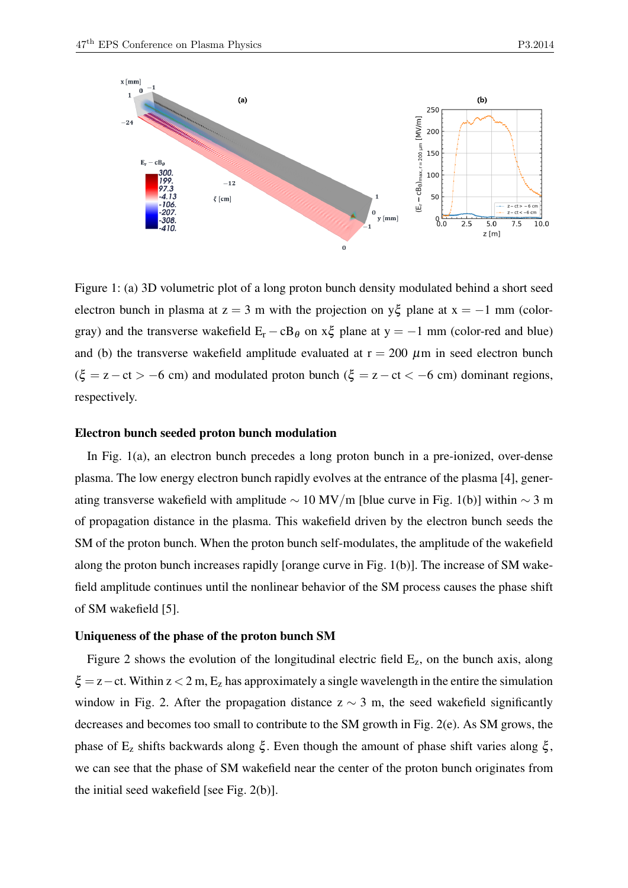Figure 1: (a) 3D volumetric plot of a long proton bunch density modulated behind a short seed electron bunch in plasma at $z = 3$ m with the projection on $y\xi$ plane at $x = -1$ mm (color-gray) and the transverse wakefield $E_r - cB_\theta$ on $x\xi$ plane at $y = -1$ mm (color-red and blue) and (b) the transverse wakefield amplitude evaluated at $r = 200$ $\mu$m in seed electron bunch ($\xi = z - ct > -6$ cm) and modulated proton bunch ($\xi = z - ct < -6$ cm) dominant regions, respectively.

### Electron bunch seeded proton bunch modulation

In Fig. 1(a), an electron bunch precedes a long proton bunch in a pre-ionized, over-dense plasma. The low energy electron bunch rapidly evolves at the entrance of the plasma [4], generating transverse wakefield with amplitude $\sim 10$ MV/m [blue curve in Fig. 1(b)] within $\sim 3$ m of propagation distance in the plasma. This wakefield driven by the electron bunch seeds the SM of the proton bunch. When the proton bunch self-modulates, the amplitude of the wakefield along the proton bunch increases rapidly [orange curve in Fig. 1(b)]. The increase of SM wakefield amplitude continues until the nonlinear behavior of the SM process causes the phase shift of SM wakefield [5].

### Uniqueness of the phase of the proton bunch SM

Figure 2 shows the evolution of the longitudinal electric field $E_z$, on the bunch axis, along $\xi = z - ct$. Within $z < 2$ m, $E_z$ has approximately a single wavelength in the entire the simulation window in Fig. 2. After the propagation distance $z \sim 3$ m, the seed wakefield significantly decreases and becomes too small to contribute to the SM growth in Fig. 2(e). As SM grows, the phase of $E_z$ shifts backwards along $\xi$. Even though the amount of phase shift varies along $\xi$, we can see that the phase of SM wakefield near the center of the proton bunch originates from the initial seed wakefield [see Fig. 2(b)].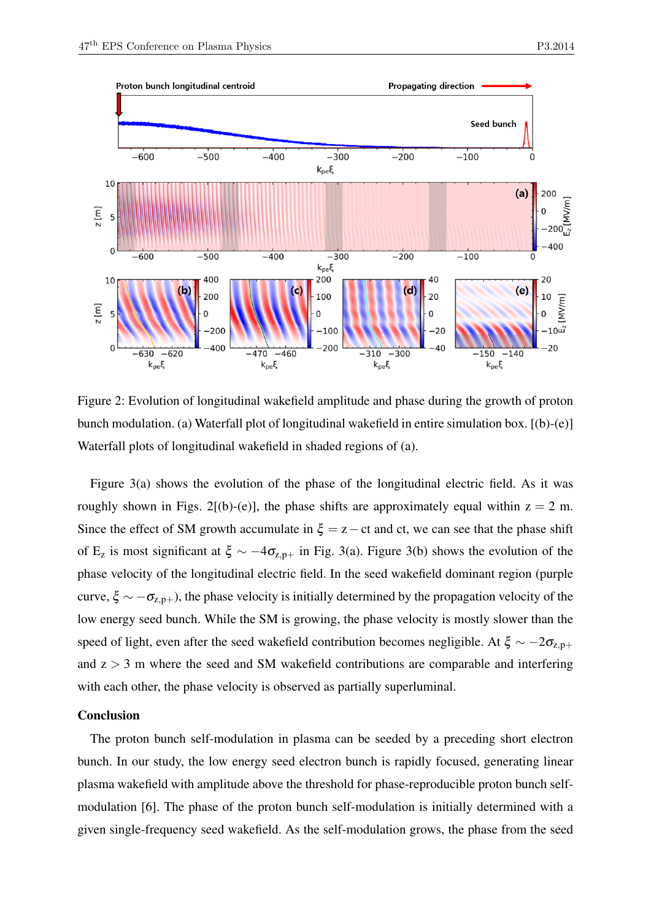Figure 2: Evolution of longitudinal wakefield amplitude and phase during the growth of proton bunch modulation. (a) Waterfall plot of longitudinal wakefield in entire simulation box. [(b)-(e)] Waterfall plots of longitudinal wakefield in shaded regions of (a).

Figure 3(a) shows the evolution of the phase of the longitudinal electric field. As it was roughly shown in Figs. 2[(b)-(e)], the phase shifts are approximately equal within $z = 2$ m. Since the effect of SM growth accumulate in $\xi = z - ct$ and ct, we can see that the phase shift of $E_z$ is most significant at $\xi \sim -4\sigma_{z,p+}$ in Fig. 3(a). Figure 3(b) shows the evolution of the phase velocity of the longitudinal electric field. In the seed wakefield dominant region (purple curve, $\xi \sim -\sigma_{z,p+}$), the phase velocity is initially determined by the propagation velocity of the low energy seed bunch. While the SM is growing, the phase velocity is mostly slower than the speed of light, even after the seed wakefield contribution becomes negligible. At $\xi \sim -2\sigma_{z,p+}$ and $z > 3$ m where the seed and SM wakefield contributions are comparable and interfering with each other, the phase velocity is observed as partially superluminal.

## Conclusion

The proton bunch self-modulation in plasma can be seeded by a preceding short electron bunch. In our study, the low energy seed electron bunch is rapidly focused, generating linear plasma wakefield with amplitude above the threshold for phase-reproducible proton bunch self-modulation [6]. The phase of the proton bunch self-modulation is initially determined with a given single-frequency seed wakefield. As the self-modulation grows, the phase from the seed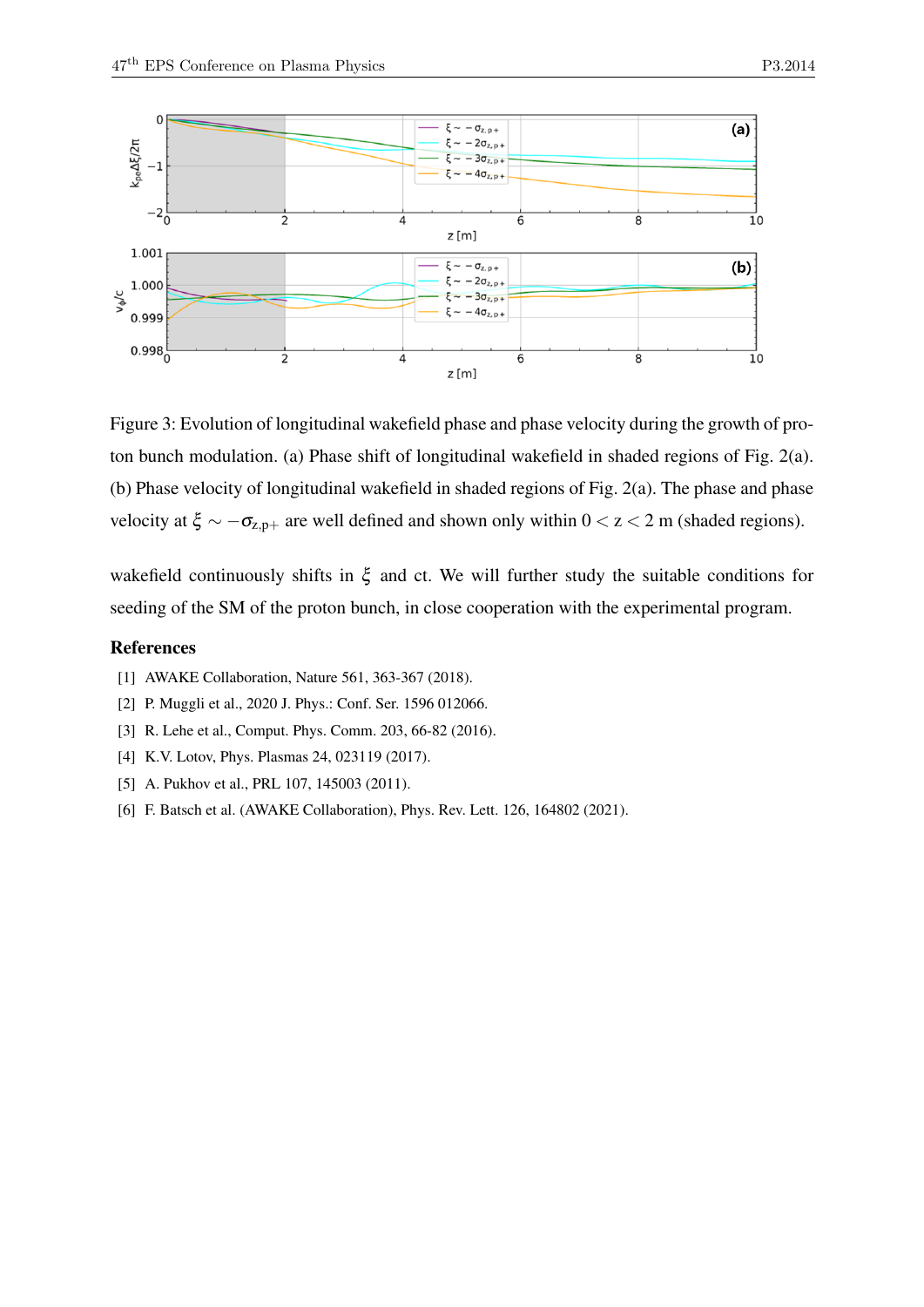(a)

$k_{pe}\Delta\xi/2\pi$

0

−1

−2

0 2 4 6 8 10

z [m]

$\xi \sim -\sigma_{z,p+}$

$\xi \sim -2\sigma_{z,p+}$

$\xi \sim -3\sigma_{z,p+}$

$\xi \sim -4\sigma_{z,p+}$

(b)

$v_\phi/c$

1.001

1.000

0.999

0.998

0 2 4 6 8 10

z [m]

$\xi \sim -\sigma_{z,p+}$

$\xi \sim -2\sigma_{z,p+}$

$\xi \sim -3\sigma_{z,p+}$

$\xi \sim -4\sigma_{z,p+}$

Figure 3: Evolution of longitudinal wakefield phase and phase velocity during the growth of proton bunch modulation. (a) Phase shift of longitudinal wakefield in shaded regions of Fig. 2(a). (b) Phase velocity of longitudinal wakefield in shaded regions of Fig. 2(a). The phase and phase velocity at $\xi \sim -\sigma_{z,p+}$ are well defined and shown only within $0 < z < 2$ m (shaded regions).

wakefield continuously shifts in $\xi$ and ct. We will further study the suitable conditions for seeding of the SM of the proton bunch, in close cooperation with the experimental program.

## References

[1] AWAKE Collaboration, Nature 561, 363-367 (2018).

[2] P. Muggli et al., 2020 J. Phys.: Conf. Ser. 1596 012066.

[3] R. Lehe et al., Comput. Phys. Comm. 203, 66-82 (2016).

[4] K.V. Lotov, Phys. Plasmas 24, 023119 (2017).

[5] A. Pukhov et al., PRL 107, 145003 (2011).

[6] F. Batsch et al. (AWAKE Collaboration), Phys. Rev. Lett. 126, 164802 (2021).